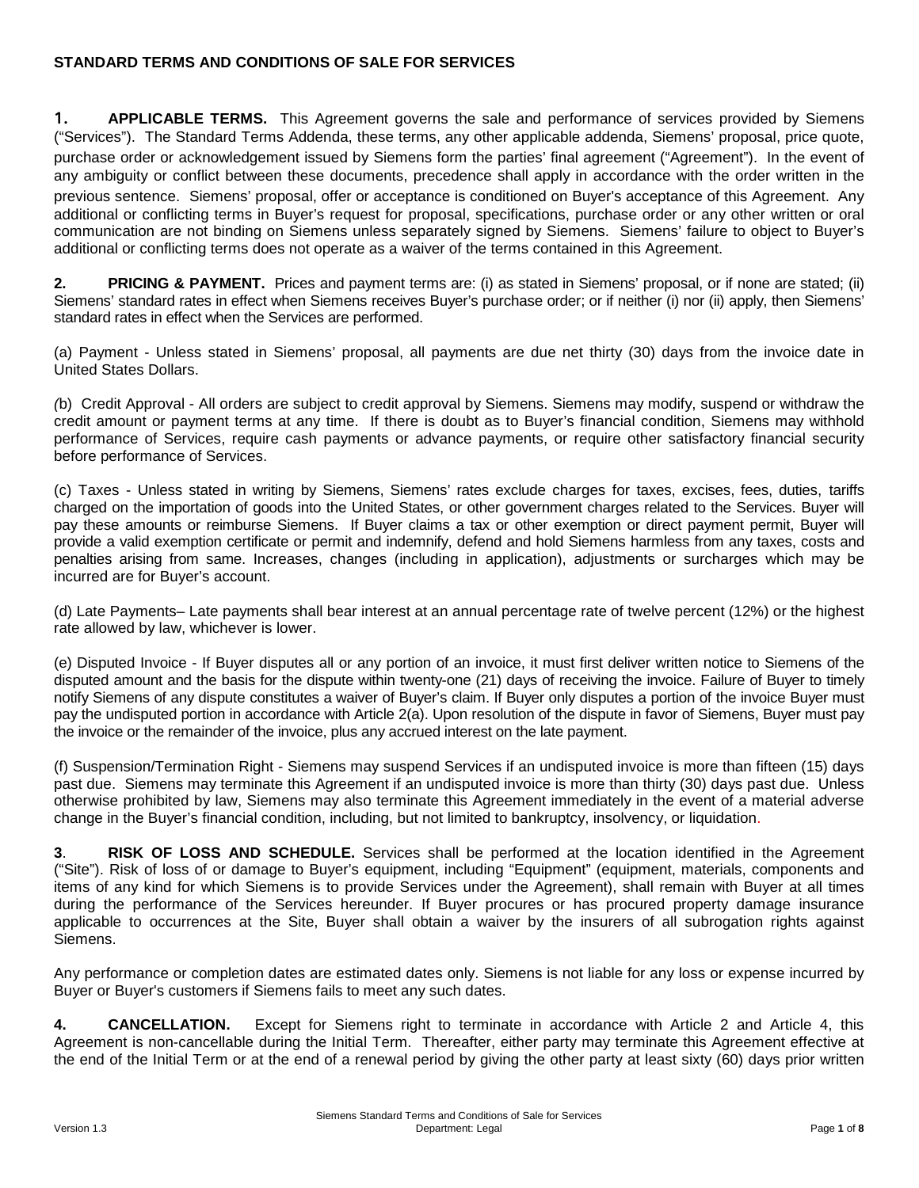**STANDARD TERMS AND CONDITIONS OF SALE FOR SERVICES**

**1. APPLICABLE TERMS.** This Agreement governs the sale and performance of services provided by Siemens ("Services"). The Standard Terms Addenda, these terms, any other applicable addenda, Siemens' proposal, price quote, purchase order or acknowledgement issued by Siemens form the parties' final agreement ("Agreement"). In the event of any ambiguity or conflict between these documents, precedence shall apply in accordance with the order written in the previous sentence. Siemens' proposal, offer or acceptance is conditioned on Buyer's acceptance of this Agreement. Any additional or conflicting terms in Buyer's request for proposal, specifications, purchase order or any other written or oral communication are not binding on Siemens unless separately signed by Siemens. Siemens' failure to object to Buyer's additional or conflicting terms does not operate as a waiver of the terms contained in this Agreement.

**2. PRICING & PAYMENT.** Prices and payment terms are: (i) as stated in Siemens' proposal, or if none are stated; (ii) Siemens' standard rates in effect when Siemens receives Buyer's purchase order; or if neither (i) nor (ii) apply, then Siemens' standard rates in effect when the Services are performed.

(a) Payment - Unless stated in Siemens' proposal, all payments are due net thirty (30) days from the invoice date in United States Dollars.

*(*b) Credit Approval - All orders are subject to credit approval by Siemens. Siemens may modify, suspend or withdraw the credit amount or payment terms at any time. If there is doubt as to Buyer's financial condition, Siemens may withhold performance of Services, require cash payments or advance payments, or require other satisfactory financial security before performance of Services.

(c) Taxes - Unless stated in writing by Siemens, Siemens' rates exclude charges for taxes, excises, fees, duties, tariffs charged on the importation of goods into the United States, or other government charges related to the Services. Buyer will pay these amounts or reimburse Siemens. If Buyer claims a tax or other exemption or direct payment permit, Buyer will provide a valid exemption certificate or permit and indemnify, defend and hold Siemens harmless from any taxes, costs and penalties arising from same. Increases, changes (including in application), adjustments or surcharges which may be incurred are for Buyer's account.

(d) Late Payments– Late payments shall bear interest at an annual percentage rate of twelve percent (12%) or the highest rate allowed by law, whichever is lower.

(e) Disputed Invoice - If Buyer disputes all or any portion of an invoice, it must first deliver written notice to Siemens of the disputed amount and the basis for the dispute within twenty-one (21) days of receiving the invoice. Failure of Buyer to timely notify Siemens of any dispute constitutes a waiver of Buyer's claim. If Buyer only disputes a portion of the invoice Buyer must pay the undisputed portion in accordance with Article 2(a). Upon resolution of the dispute in favor of Siemens, Buyer must pay the invoice or the remainder of the invoice, plus any accrued interest on the late payment.

(f) Suspension/Termination Right - Siemens may suspend Services if an undisputed invoice is more than fifteen (15) days past due. Siemens may terminate this Agreement if an undisputed invoice is more than thirty (30) days past due. Unless otherwise prohibited by law, Siemens may also terminate this Agreement immediately in the event of a material adverse change in the Buyer's financial condition, including, but not limited to bankruptcy, insolvency, or liquidation.

**3. RISK OF LOSS AND SCHEDULE.** Services shall be performed at the location identified in the Agreement ("Site"). Risk of loss of or damage to Buyer's equipment, including "Equipment" (equipment, materials, components and items of any kind for which Siemens is to provide Services under the Agreement), shall remain with Buyer at all times during the performance of the Services hereunder. If Buyer procures or has procured property damage insurance applicable to occurrences at the Site, Buyer shall obtain a waiver by the insurers of all subrogation rights against Siemens.

Any performance or completion dates are estimated dates only. Siemens is not liable for any loss or expense incurred by Buyer or Buyer's customers if Siemens fails to meet any such dates.

**4. CANCELLATION.** Except for Siemens right to terminate in accordance with Article 2 and Article 4, this Agreement is non-cancellable during the Initial Term. Thereafter, either party may terminate this Agreement effective at the end of the Initial Term or at the end of a renewal period by giving the other party at least sixty (60) days prior written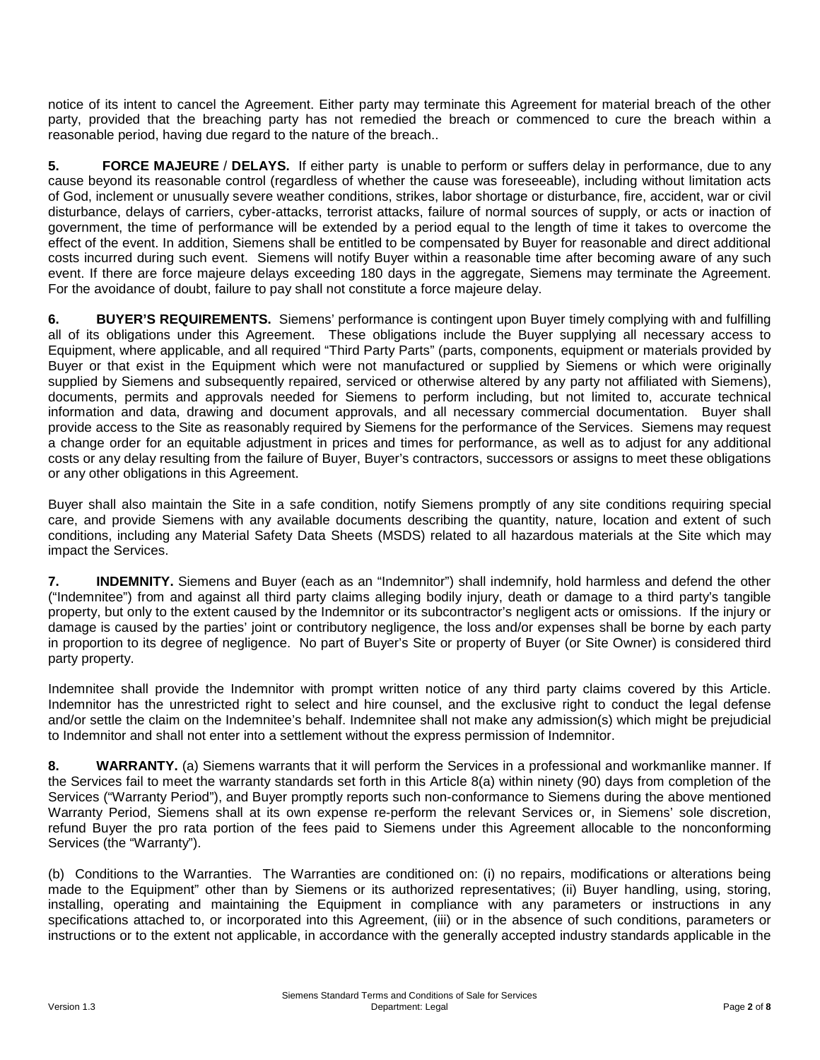notice of its intent to cancel the Agreement. Either party may terminate this Agreement for material breach of the other party, provided that the breaching party has not remedied the breach or commenced to cure the breach within a reasonable period, having due regard to the nature of the breach..

**5. FORCE MAJEURE / DELAYS.** If either party is unable to perform or suffers delay in performance, due to any cause beyond its reasonable control (regardless of whether the cause was foreseeable), including without limitation acts of God, inclement or unusually severe weather conditions, strikes, labor shortage or disturbance, fire, accident, war or civil disturbance, delays of carriers, cyber-attacks, terrorist attacks, failure of normal sources of supply, or acts or inaction of government, the time of performance will be extended by a period equal to the length of time it takes to overcome the effect of the event. In addition, Siemens shall be entitled to be compensated by Buyer for reasonable and direct additional costs incurred during such event. Siemens will notify Buyer within a reasonable time after becoming aware of any such event. If there are force majeure delays exceeding 180 days in the aggregate, Siemens may terminate the Agreement. For the avoidance of doubt, failure to pay shall not constitute a force majeure delay.

**6. BUYER'S REQUIREMENTS.** Siemens' performance is contingent upon Buyer timely complying with and fulfilling all of its obligations under this Agreement. These obligations include the Buyer supplying all necessary access to Equipment, where applicable, and all required "Third Party Parts" (parts, components, equipment or materials provided by Buyer or that exist in the Equipment which were not manufactured or supplied by Siemens or which were originally supplied by Siemens and subsequently repaired, serviced or otherwise altered by any party not affiliated with Siemens), documents, permits and approvals needed for Siemens to perform including, but not limited to, accurate technical information and data, drawing and document approvals, and all necessary commercial documentation. Buyer shall provide access to the Site as reasonably required by Siemens for the performance of the Services. Siemens may request a change order for an equitable adjustment in prices and times for performance, as well as to adjust for any additional costs or any delay resulting from the failure of Buyer, Buyer's contractors, successors or assigns to meet these obligations or any other obligations in this Agreement.

Buyer shall also maintain the Site in a safe condition, notify Siemens promptly of any site conditions requiring special care, and provide Siemens with any available documents describing the quantity, nature, location and extent of such conditions, including any Material Safety Data Sheets (MSDS) related to all hazardous materials at the Site which may impact the Services.

**7. INDEMNITY.** Siemens and Buyer (each as an "Indemnitor") shall indemnify, hold harmless and defend the other ("Indemnitee") from and against all third party claims alleging bodily injury, death or damage to a third party's tangible property, but only to the extent caused by the Indemnitor or its subcontractor's negligent acts or omissions. If the injury or damage is caused by the parties' joint or contributory negligence, the loss and/or expenses shall be borne by each party in proportion to its degree of negligence. No part of Buyer's Site or property of Buyer (or Site Owner) is considered third party property.

Indemnitee shall provide the Indemnitor with prompt written notice of any third party claims covered by this Article. Indemnitor has the unrestricted right to select and hire counsel, and the exclusive right to conduct the legal defense and/or settle the claim on the Indemnitee's behalf. Indemnitee shall not make any admission(s) which might be prejudicial to Indemnitor and shall not enter into a settlement without the express permission of Indemnitor.

**8. WARRANTY.** (a) Siemens warrants that it will perform the Services in a professional and workmanlike manner. If the Services fail to meet the warranty standards set forth in this Article 8(a) within ninety (90) days from completion of the Services ("Warranty Period"), and Buyer promptly reports such non-conformance to Siemens during the above mentioned Warranty Period, Siemens shall at its own expense re-perform the relevant Services or, in Siemens' sole discretion, refund Buyer the pro rata portion of the fees paid to Siemens under this Agreement allocable to the nonconforming Services (the "Warranty").

(b) Conditions to the Warranties. The Warranties are conditioned on: (i) no repairs, modifications or alterations being made to the Equipment" other than by Siemens or its authorized representatives; (ii) Buyer handling, using, storing, installing, operating and maintaining the Equipment in compliance with any parameters or instructions in any specifications attached to, or incorporated into this Agreement, (iii) or in the absence of such conditions, parameters or instructions or to the extent not applicable, in accordance with the generally accepted industry standards applicable in the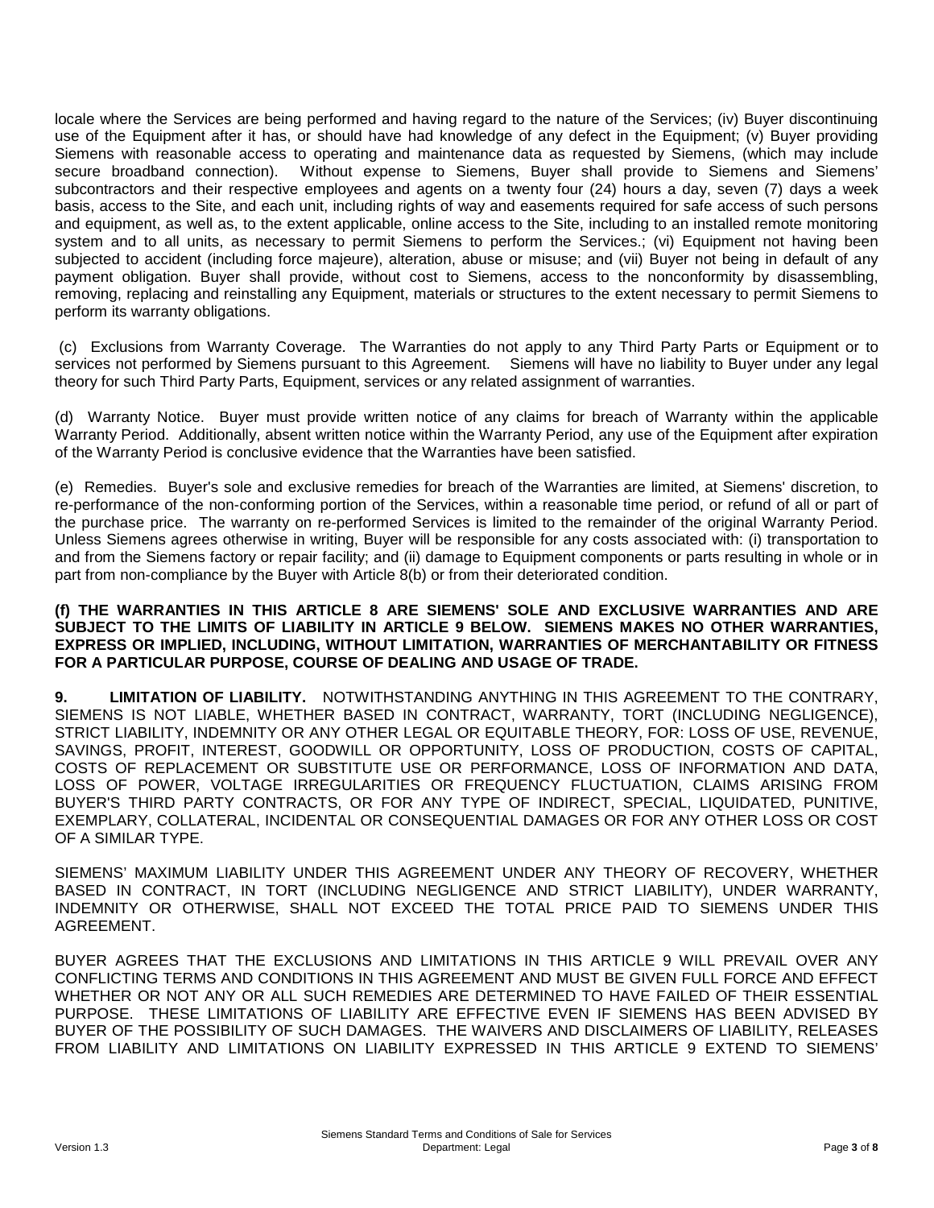locale where the Services are being performed and having regard to the nature of the Services; (iv) Buyer discontinuing use of the Equipment after it has, or should have had knowledge of any defect in the Equipment; (v) Buyer providing Siemens with reasonable access to operating and maintenance data as requested by Siemens, (which may include secure broadband connection). Without expense to Siemens, Buyer shall provide to Siemens and Siemens' subcontractors and their respective employees and agents on a twenty four (24) hours a day, seven (7) days a week basis, access to the Site, and each unit, including rights of way and easements required for safe access of such persons and equipment, as well as, to the extent applicable, online access to the Site, including to an installed remote monitoring system and to all units, as necessary to permit Siemens to perform the Services.; (vi) Equipment not having been subjected to accident (including force majeure), alteration, abuse or misuse; and (vii) Buyer not being in default of any payment obligation. Buyer shall provide, without cost to Siemens, access to the nonconformity by disassembling, removing, replacing and reinstalling any Equipment, materials or structures to the extent necessary to permit Siemens to perform its warranty obligations.

(c) Exclusions from Warranty Coverage. The Warranties do not apply to any Third Party Parts or Equipment or to services not performed by Siemens pursuant to this Agreement. Siemens will have no liability to Buyer under any legal theory for such Third Party Parts, Equipment, services or any related assignment of warranties.

(d) Warranty Notice. Buyer must provide written notice of any claims for breach of Warranty within the applicable Warranty Period. Additionally, absent written notice within the Warranty Period, any use of the Equipment after expiration of the Warranty Period is conclusive evidence that the Warranties have been satisfied.

(e) Remedies. Buyer's sole and exclusive remedies for breach of the Warranties are limited, at Siemens' discretion, to re-performance of the non-conforming portion of the Services, within a reasonable time period, or refund of all or part of the purchase price. The warranty on re-performed Services is limited to the remainder of the original Warranty Period. Unless Siemens agrees otherwise in writing, Buyer will be responsible for any costs associated with: (i) transportation to and from the Siemens factory or repair facility; and (ii) damage to Equipment components or parts resulting in whole or in part from non-compliance by the Buyer with Article 8(b) or from their deteriorated condition.

**(f) THE WARRANTIES IN THIS ARTICLE 8 ARE SIEMENS' SOLE AND EXCLUSIVE WARRANTIES AND ARE SUBJECT TO THE LIMITS OF LIABILITY IN ARTICLE 9 BELOW. SIEMENS MAKES NO OTHER WARRANTIES, EXPRESS OR IMPLIED, INCLUDING, WITHOUT LIMITATION, WARRANTIES OF MERCHANTABILITY OR FITNESS FOR A PARTICULAR PURPOSE, COURSE OF DEALING AND USAGE OF TRADE.**

**9. LIMITATION OF LIABILITY.** NOTWITHSTANDING ANYTHING IN THIS AGREEMENT TO THE CONTRARY, SIEMENS IS NOT LIABLE, WHETHER BASED IN CONTRACT, WARRANTY, TORT (INCLUDING NEGLIGENCE), STRICT LIABILITY, INDEMNITY OR ANY OTHER LEGAL OR EQUITABLE THEORY, FOR: LOSS OF USE, REVENUE, SAVINGS, PROFIT, INTEREST, GOODWILL OR OPPORTUNITY, LOSS OF PRODUCTION, COSTS OF CAPITAL, COSTS OF REPLACEMENT OR SUBSTITUTE USE OR PERFORMANCE, LOSS OF INFORMATION AND DATA, LOSS OF POWER, VOLTAGE IRREGULARITIES OR FREQUENCY FLUCTUATION, CLAIMS ARISING FROM BUYER'S THIRD PARTY CONTRACTS, OR FOR ANY TYPE OF INDIRECT, SPECIAL, LIQUIDATED, PUNITIVE, EXEMPLARY, COLLATERAL, INCIDENTAL OR CONSEQUENTIAL DAMAGES OR FOR ANY OTHER LOSS OR COST OF A SIMILAR TYPE.

SIEMENS' MAXIMUM LIABILITY UNDER THIS AGREEMENT UNDER ANY THEORY OF RECOVERY, WHETHER BASED IN CONTRACT, IN TORT (INCLUDING NEGLIGENCE AND STRICT LIABILITY), UNDER WARRANTY, INDEMNITY OR OTHERWISE, SHALL NOT EXCEED THE TOTAL PRICE PAID TO SIEMENS UNDER THIS AGREEMENT.

BUYER AGREES THAT THE EXCLUSIONS AND LIMITATIONS IN THIS ARTICLE 9 WILL PREVAIL OVER ANY CONFLICTING TERMS AND CONDITIONS IN THIS AGREEMENT AND MUST BE GIVEN FULL FORCE AND EFFECT WHETHER OR NOT ANY OR ALL SUCH REMEDIES ARE DETERMINED TO HAVE FAILED OF THEIR ESSENTIAL PURPOSE. THESE LIMITATIONS OF LIABILITY ARE EFFECTIVE EVEN IF SIEMENS HAS BEEN ADVISED BY BUYER OF THE POSSIBILITY OF SUCH DAMAGES. THE WAIVERS AND DISCLAIMERS OF LIABILITY, RELEASES FROM LIABILITY AND LIMITATIONS ON LIABILITY EXPRESSED IN THIS ARTICLE 9 EXTEND TO SIEMENS'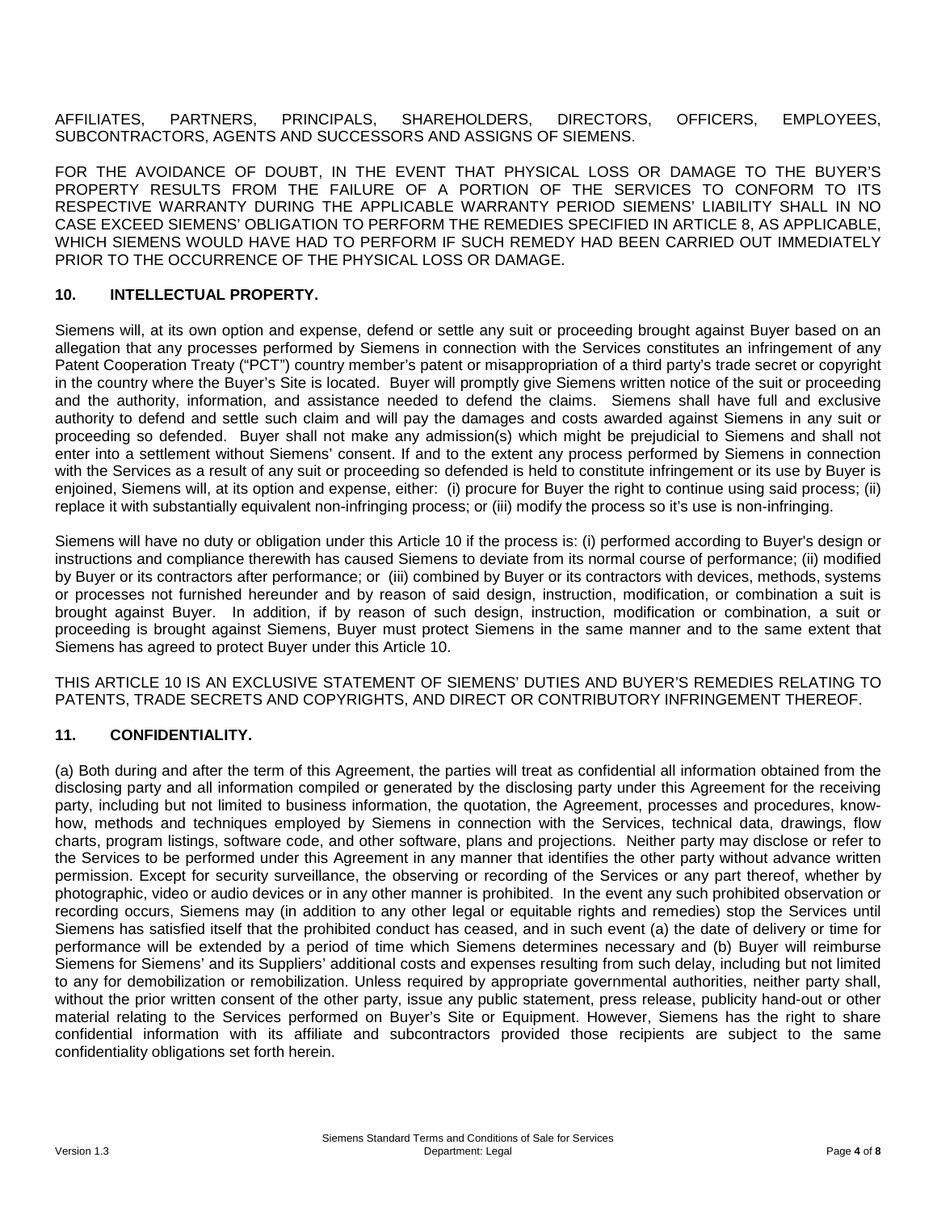AFFILIATES, PARTNERS, PRINCIPALS, SHAREHOLDERS, DIRECTORS, OFFICERS, EMPLOYEES, SUBCONTRACTORS, AGENTS AND SUCCESSORS AND ASSIGNS OF SIEMENS.

FOR THE AVOIDANCE OF DOUBT, IN THE EVENT THAT PHYSICAL LOSS OR DAMAGE TO THE BUYER'S PROPERTY RESULTS FROM THE FAILURE OF A PORTION OF THE SERVICES TO CONFORM TO ITS RESPECTIVE WARRANTY DURING THE APPLICABLE WARRANTY PERIOD SIEMENS' LIABILITY SHALL IN NO CASE EXCEED SIEMENS' OBLIGATION TO PERFORM THE REMEDIES SPECIFIED IN ARTICLE 8, AS APPLICABLE, WHICH SIEMENS WOULD HAVE HAD TO PERFORM IF SUCH REMEDY HAD BEEN CARRIED OUT IMMEDIATELY PRIOR TO THE OCCURRENCE OF THE PHYSICAL LOSS OR DAMAGE.

## 10. INTELLECTUAL PROPERTY.

Siemens will, at its own option and expense, defend or settle any suit or proceeding brought against Buyer based on an allegation that any processes performed by Siemens in connection with the Services constitutes an infringement of any Patent Cooperation Treaty ("PCT") country member's patent or misappropriation of a third party's trade secret or copyright in the country where the Buyer's Site is located. Buyer will promptly give Siemens written notice of the suit or proceeding and the authority, information, and assistance needed to defend the claims. Siemens shall have full and exclusive authority to defend and settle such claim and will pay the damages and costs awarded against Siemens in any suit or proceeding so defended. Buyer shall not make any admission(s) which might be prejudicial to Siemens and shall not enter into a settlement without Siemens' consent. If and to the extent any process performed by Siemens in connection with the Services as a result of any suit or proceeding so defended is held to constitute infringement or its use by Buyer is enjoined, Siemens will, at its option and expense, either: (i) procure for Buyer the right to continue using said process; (ii) replace it with substantially equivalent non-infringing process; or (iii) modify the process so it's use is non-infringing.

Siemens will have no duty or obligation under this Article 10 if the process is: (i) performed according to Buyer's design or instructions and compliance therewith has caused Siemens to deviate from its normal course of performance; (ii) modified by Buyer or its contractors after performance; or (iii) combined by Buyer or its contractors with devices, methods, systems or processes not furnished hereunder and by reason of said design, instruction, modification, or combination a suit is brought against Buyer. In addition, if by reason of such design, instruction, modification or combination, a suit or proceeding is brought against Siemens, Buyer must protect Siemens in the same manner and to the same extent that Siemens has agreed to protect Buyer under this Article 10.

THIS ARTICLE 10 IS AN EXCLUSIVE STATEMENT OF SIEMENS' DUTIES AND BUYER'S REMEDIES RELATING TO PATENTS, TRADE SECRETS AND COPYRIGHTS, AND DIRECT OR CONTRIBUTORY INFRINGEMENT THEREOF.

## 11. CONFIDENTIALITY.

(a) Both during and after the term of this Agreement, the parties will treat as confidential all information obtained from the disclosing party and all information compiled or generated by the disclosing party under this Agreement for the receiving party, including but not limited to business information, the quotation, the Agreement, processes and procedures, know-how, methods and techniques employed by Siemens in connection with the Services, technical data, drawings, flow charts, program listings, software code, and other software, plans and projections. Neither party may disclose or refer to the Services to be performed under this Agreement in any manner that identifies the other party without advance written permission. Except for security surveillance, the observing or recording of the Services or any part thereof, whether by photographic, video or audio devices or in any other manner is prohibited. In the event any such prohibited observation or recording occurs, Siemens may (in addition to any other legal or equitable rights and remedies) stop the Services until Siemens has satisfied itself that the prohibited conduct has ceased, and in such event (a) the date of delivery or time for performance will be extended by a period of time which Siemens determines necessary and (b) Buyer will reimburse Siemens for Siemens' and its Suppliers' additional costs and expenses resulting from such delay, including but not limited to any for demobilization or remobilization. Unless required by appropriate governmental authorities, neither party shall, without the prior written consent of the other party, issue any public statement, press release, publicity hand-out or other material relating to the Services performed on Buyer's Site or Equipment. However, Siemens has the right to share confidential information with its affiliate and subcontractors provided those recipients are subject to the same confidentiality obligations set forth herein.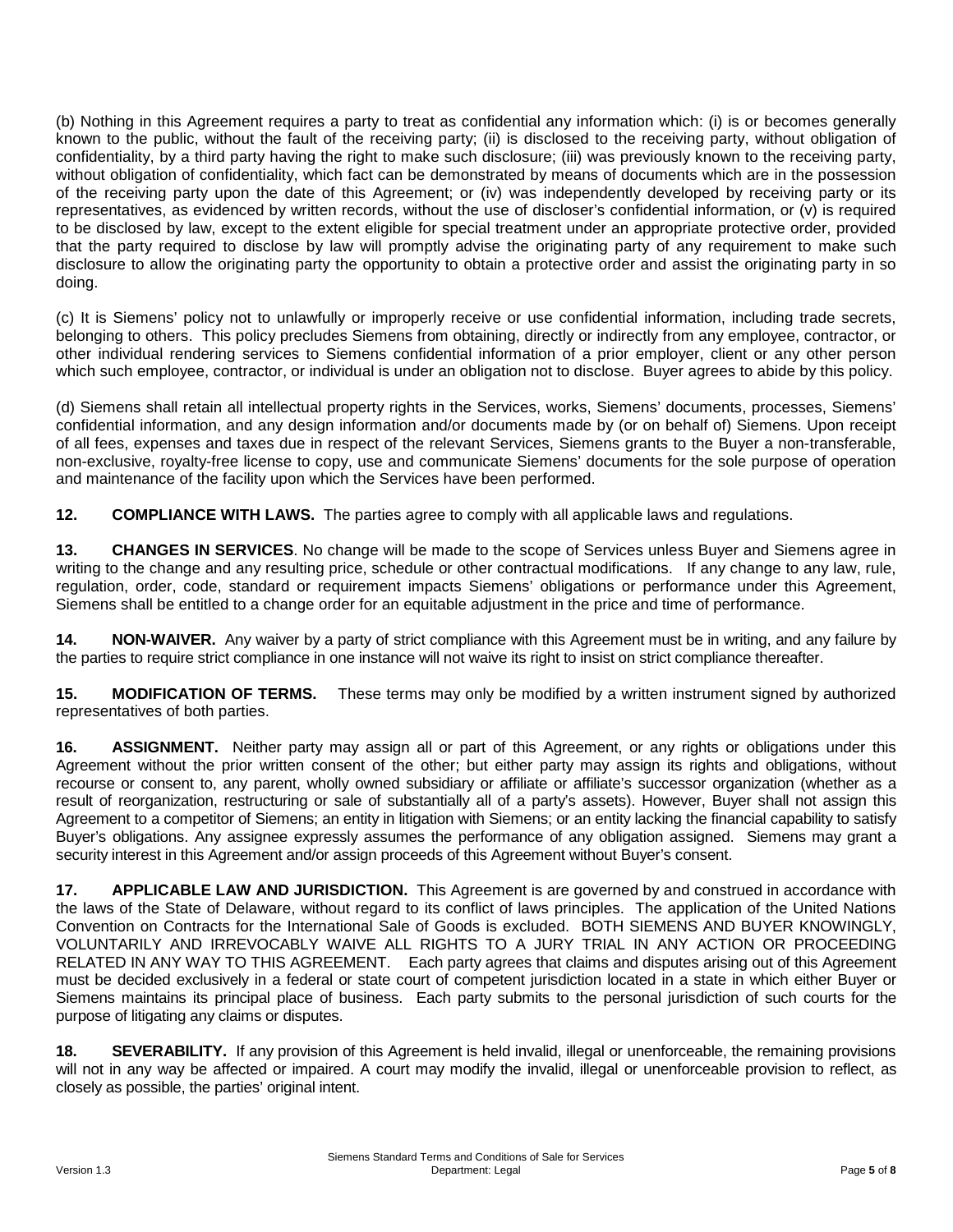(b) Nothing in this Agreement requires a party to treat as confidential any information which: (i) is or becomes generally known to the public, without the fault of the receiving party; (ii) is disclosed to the receiving party, without obligation of confidentiality, by a third party having the right to make such disclosure; (iii) was previously known to the receiving party, without obligation of confidentiality, which fact can be demonstrated by means of documents which are in the possession of the receiving party upon the date of this Agreement; or (iv) was independently developed by receiving party or its representatives, as evidenced by written records, without the use of discloser's confidential information, or (v) is required to be disclosed by law, except to the extent eligible for special treatment under an appropriate protective order, provided that the party required to disclose by law will promptly advise the originating party of any requirement to make such disclosure to allow the originating party the opportunity to obtain a protective order and assist the originating party in so doing.

(c) It is Siemens' policy not to unlawfully or improperly receive or use confidential information, including trade secrets, belonging to others. This policy precludes Siemens from obtaining, directly or indirectly from any employee, contractor, or other individual rendering services to Siemens confidential information of a prior employer, client or any other person which such employee, contractor, or individual is under an obligation not to disclose. Buyer agrees to abide by this policy.

(d) Siemens shall retain all intellectual property rights in the Services, works, Siemens' documents, processes, Siemens' confidential information, and any design information and/or documents made by (or on behalf of) Siemens. Upon receipt of all fees, expenses and taxes due in respect of the relevant Services, Siemens grants to the Buyer a non-transferable, non-exclusive, royalty-free license to copy, use and communicate Siemens' documents for the sole purpose of operation and maintenance of the facility upon which the Services have been performed.

**12. COMPLIANCE WITH LAWS.** The parties agree to comply with all applicable laws and regulations.

**13. CHANGES IN SERVICES**. No change will be made to the scope of Services unless Buyer and Siemens agree in writing to the change and any resulting price, schedule or other contractual modifications. If any change to any law, rule, regulation, order, code, standard or requirement impacts Siemens' obligations or performance under this Agreement, Siemens shall be entitled to a change order for an equitable adjustment in the price and time of performance.

**14. NON-WAIVER.** Any waiver by a party of strict compliance with this Agreement must be in writing, and any failure by the parties to require strict compliance in one instance will not waive its right to insist on strict compliance thereafter.

**15. MODIFICATION OF TERMS.** These terms may only be modified by a written instrument signed by authorized representatives of both parties.

**16. ASSIGNMENT.** Neither party may assign all or part of this Agreement, or any rights or obligations under this Agreement without the prior written consent of the other; but either party may assign its rights and obligations, without recourse or consent to, any parent, wholly owned subsidiary or affiliate or affiliate's successor organization (whether as a result of reorganization, restructuring or sale of substantially all of a party's assets). However, Buyer shall not assign this Agreement to a competitor of Siemens; an entity in litigation with Siemens; or an entity lacking the financial capability to satisfy Buyer's obligations. Any assignee expressly assumes the performance of any obligation assigned. Siemens may grant a security interest in this Agreement and/or assign proceeds of this Agreement without Buyer's consent.

**17. APPLICABLE LAW AND JURISDICTION.** This Agreement is are governed by and construed in accordance with the laws of the State of Delaware, without regard to its conflict of laws principles. The application of the United Nations Convention on Contracts for the International Sale of Goods is excluded. BOTH SIEMENS AND BUYER KNOWINGLY, VOLUNTARILY AND IRREVOCABLY WAIVE ALL RIGHTS TO A JURY TRIAL IN ANY ACTION OR PROCEEDING RELATED IN ANY WAY TO THIS AGREEMENT. Each party agrees that claims and disputes arising out of this Agreement must be decided exclusively in a federal or state court of competent jurisdiction located in a state in which either Buyer or Siemens maintains its principal place of business. Each party submits to the personal jurisdiction of such courts for the purpose of litigating any claims or disputes.

**18. SEVERABILITY.** If any provision of this Agreement is held invalid, illegal or unenforceable, the remaining provisions will not in any way be affected or impaired. A court may modify the invalid, illegal or unenforceable provision to reflect, as closely as possible, the parties' original intent.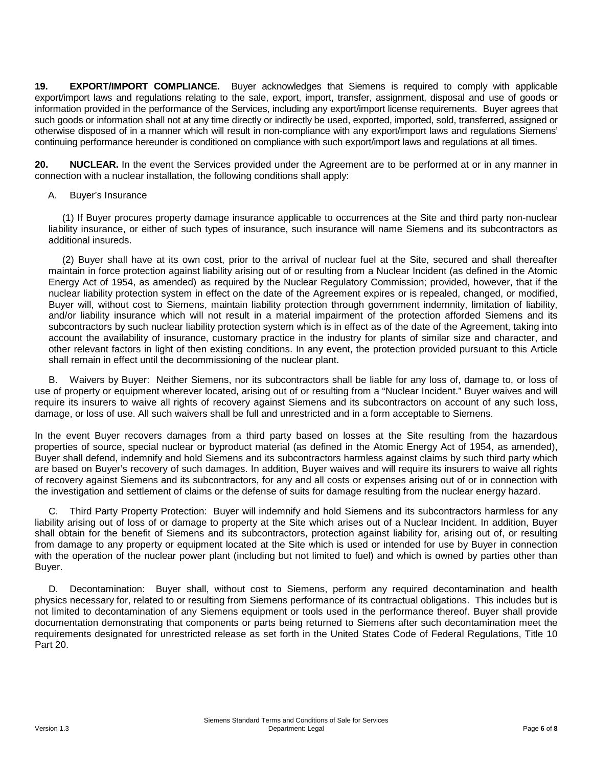**19. EXPORT/IMPORT COMPLIANCE.** Buyer acknowledges that Siemens is required to comply with applicable export/import laws and regulations relating to the sale, export, import, transfer, assignment, disposal and use of goods or information provided in the performance of the Services, including any export/import license requirements. Buyer agrees that such goods or information shall not at any time directly or indirectly be used, exported, imported, sold, transferred, assigned or otherwise disposed of in a manner which will result in non-compliance with any export/import laws and regulations Siemens' continuing performance hereunder is conditioned on compliance with such export/import laws and regulations at all times.

**20. NUCLEAR.** In the event the Services provided under the Agreement are to be performed at or in any manner in connection with a nuclear installation, the following conditions shall apply:

A. Buyer's Insurance

(1) If Buyer procures property damage insurance applicable to occurrences at the Site and third party non-nuclear liability insurance, or either of such types of insurance, such insurance will name Siemens and its subcontractors as additional insureds.

(2) Buyer shall have at its own cost, prior to the arrival of nuclear fuel at the Site, secured and shall thereafter maintain in force protection against liability arising out of or resulting from a Nuclear Incident (as defined in the Atomic Energy Act of 1954, as amended) as required by the Nuclear Regulatory Commission; provided, however, that if the nuclear liability protection system in effect on the date of the Agreement expires or is repealed, changed, or modified, Buyer will, without cost to Siemens, maintain liability protection through government indemnity, limitation of liability, and/or liability insurance which will not result in a material impairment of the protection afforded Siemens and its subcontractors by such nuclear liability protection system which is in effect as of the date of the Agreement, taking into account the availability of insurance, customary practice in the industry for plants of similar size and character, and other relevant factors in light of then existing conditions. In any event, the protection provided pursuant to this Article shall remain in effect until the decommissioning of the nuclear plant.

B. Waivers by Buyer: Neither Siemens, nor its subcontractors shall be liable for any loss of, damage to, or loss of use of property or equipment wherever located, arising out of or resulting from a "Nuclear Incident." Buyer waives and will require its insurers to waive all rights of recovery against Siemens and its subcontractors on account of any such loss, damage, or loss of use. All such waivers shall be full and unrestricted and in a form acceptable to Siemens.

In the event Buyer recovers damages from a third party based on losses at the Site resulting from the hazardous properties of source, special nuclear or byproduct material (as defined in the Atomic Energy Act of 1954, as amended), Buyer shall defend, indemnify and hold Siemens and its subcontractors harmless against claims by such third party which are based on Buyer's recovery of such damages. In addition, Buyer waives and will require its insurers to waive all rights of recovery against Siemens and its subcontractors, for any and all costs or expenses arising out of or in connection with the investigation and settlement of claims or the defense of suits for damage resulting from the nuclear energy hazard.

C. Third Party Property Protection: Buyer will indemnify and hold Siemens and its subcontractors harmless for any liability arising out of loss of or damage to property at the Site which arises out of a Nuclear Incident. In addition, Buyer shall obtain for the benefit of Siemens and its subcontractors, protection against liability for, arising out of, or resulting from damage to any property or equipment located at the Site which is used or intended for use by Buyer in connection with the operation of the nuclear power plant (including but not limited to fuel) and which is owned by parties other than Buyer.

D. Decontamination: Buyer shall, without cost to Siemens, perform any required decontamination and health physics necessary for, related to or resulting from Siemens performance of its contractual obligations. This includes but is not limited to decontamination of any Siemens equipment or tools used in the performance thereof. Buyer shall provide documentation demonstrating that components or parts being returned to Siemens after such decontamination meet the requirements designated for unrestricted release as set forth in the United States Code of Federal Regulations, Title 10 Part 20.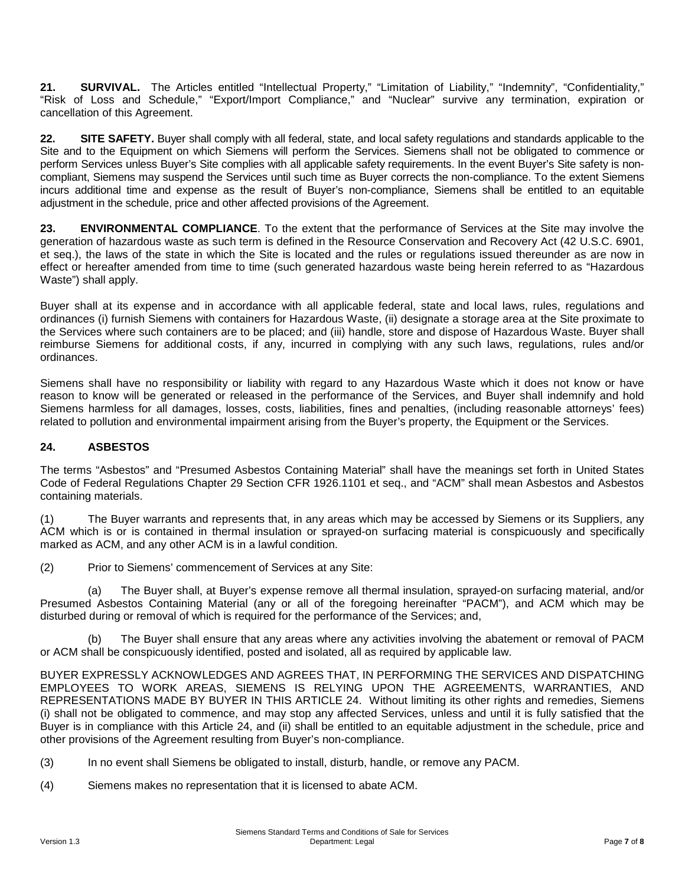**21. SURVIVAL.** The Articles entitled "Intellectual Property," "Limitation of Liability," "Indemnity", "Confidentiality," "Risk of Loss and Schedule," "Export/Import Compliance," and "Nuclear" survive any termination, expiration or cancellation of this Agreement.

**22. SITE SAFETY.** Buyer shall comply with all federal, state, and local safety regulations and standards applicable to the Site and to the Equipment on which Siemens will perform the Services. Siemens shall not be obligated to commence or perform Services unless Buyer's Site complies with all applicable safety requirements. In the event Buyer's Site safety is non-compliant, Siemens may suspend the Services until such time as Buyer corrects the non-compliance. To the extent Siemens incurs additional time and expense as the result of Buyer's non-compliance, Siemens shall be entitled to an equitable adjustment in the schedule, price and other affected provisions of the Agreement.

**23. ENVIRONMENTAL COMPLIANCE**. To the extent that the performance of Services at the Site may involve the generation of hazardous waste as such term is defined in the Resource Conservation and Recovery Act (42 U.S.C. 6901, et seq.), the laws of the state in which the Site is located and the rules or regulations issued thereunder as are now in effect or hereafter amended from time to time (such generated hazardous waste being herein referred to as "Hazardous Waste") shall apply.

Buyer shall at its expense and in accordance with all applicable federal, state and local laws, rules, regulations and ordinances (i) furnish Siemens with containers for Hazardous Waste, (ii) designate a storage area at the Site proximate to the Services where such containers are to be placed; and (iii) handle, store and dispose of Hazardous Waste. Buyer shall reimburse Siemens for additional costs, if any, incurred in complying with any such laws, regulations, rules and/or ordinances.

Siemens shall have no responsibility or liability with regard to any Hazardous Waste which it does not know or have reason to know will be generated or released in the performance of the Services, and Buyer shall indemnify and hold Siemens harmless for all damages, losses, costs, liabilities, fines and penalties, (including reasonable attorneys' fees) related to pollution and environmental impairment arising from the Buyer's property, the Equipment or the Services.

**24. ASBESTOS**

The terms "Asbestos" and "Presumed Asbestos Containing Material" shall have the meanings set forth in United States Code of Federal Regulations Chapter 29 Section CFR 1926.1101 et seq., and "ACM" shall mean Asbestos and Asbestos containing materials.

(1) The Buyer warrants and represents that, in any areas which may be accessed by Siemens or its Suppliers, any ACM which is or is contained in thermal insulation or sprayed-on surfacing material is conspicuously and specifically marked as ACM, and any other ACM is in a lawful condition.

(2) Prior to Siemens' commencement of Services at any Site:

(a) The Buyer shall, at Buyer's expense remove all thermal insulation, sprayed-on surfacing material, and/or Presumed Asbestos Containing Material (any or all of the foregoing hereinafter "PACM"), and ACM which may be disturbed during or removal of which is required for the performance of the Services; and,

(b) The Buyer shall ensure that any areas where any activities involving the abatement or removal of PACM or ACM shall be conspicuously identified, posted and isolated, all as required by applicable law.

BUYER EXPRESSLY ACKNOWLEDGES AND AGREES THAT, IN PERFORMING THE SERVICES AND DISPATCHING EMPLOYEES TO WORK AREAS, SIEMENS IS RELYING UPON THE AGREEMENTS, WARRANTIES, AND REPRESENTATIONS MADE BY BUYER IN THIS ARTICLE 24. Without limiting its other rights and remedies, Siemens (i) shall not be obligated to commence, and may stop any affected Services, unless and until it is fully satisfied that the Buyer is in compliance with this Article 24, and (ii) shall be entitled to an equitable adjustment in the schedule, price and other provisions of the Agreement resulting from Buyer's non-compliance.

(3) In no event shall Siemens be obligated to install, disturb, handle, or remove any PACM.

(4) Siemens makes no representation that it is licensed to abate ACM.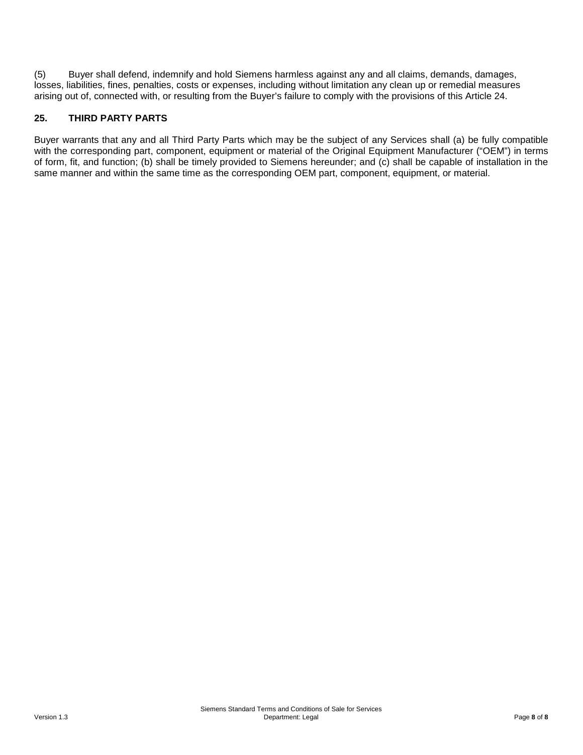(5) Buyer shall defend, indemnify and hold Siemens harmless against any and all claims, demands, damages, losses, liabilities, fines, penalties, costs or expenses, including without limitation any clean up or remedial measures arising out of, connected with, or resulting from the Buyer's failure to comply with the provisions of this Article 24.

## 25. THIRD PARTY PARTS

Buyer warrants that any and all Third Party Parts which may be the subject of any Services shall (a) be fully compatible with the corresponding part, component, equipment or material of the Original Equipment Manufacturer ("OEM") in terms of form, fit, and function; (b) shall be timely provided to Siemens hereunder; and (c) shall be capable of installation in the same manner and within the same time as the corresponding OEM part, component, equipment, or material.